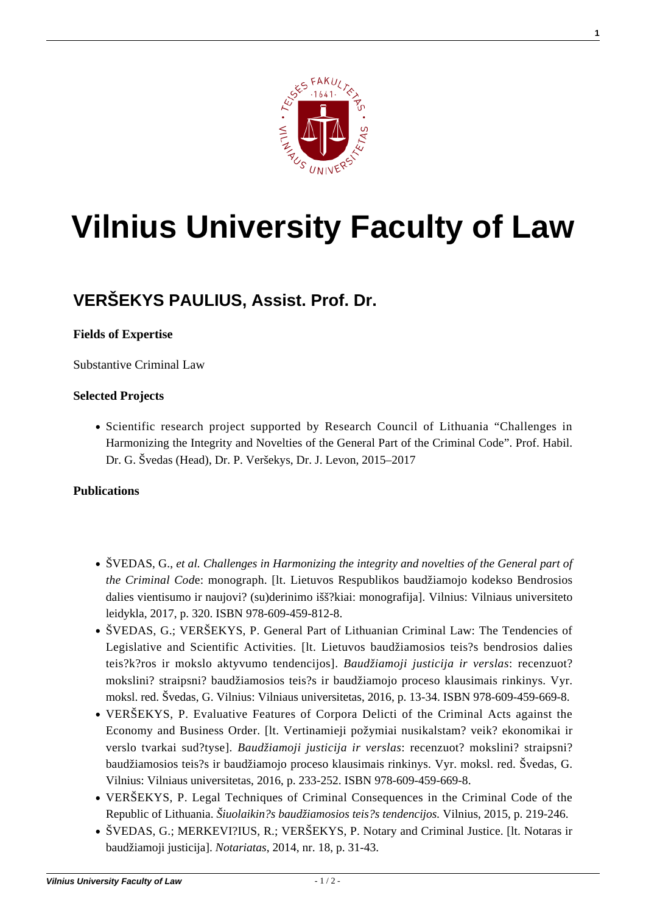# Vilnius University Faculty of Law

## VERŠEKYS PAULIUS, Assist. Prof. Dr.

**Fields of Expertise**

Substantive Criminal Law

**Selected Projects**

- Scientific research project supported by Research Council of Lithuania "Challenges in Harmonizing the Integrity and Novelties of the General Part of the Criminal Code". Prof. Habil. Dr. G. Švedas (Head), Dr. P. Veršekys, Dr. J. Levon, 2015–2017

**Publications**

- ŠVEDAS, G., *et al. Challenges in Harmonizing the integrity and novelties of the General part of the Criminal Cod*e: monograph. [lt. Lietuvos Respublikos baudžiamojo kodekso Bendrosios dalies vientisumo ir naujovi? (su)derinimo išš?kiai: monografija]. Vilnius: Vilniaus universiteto leidykla, 2017, p. 320. ISBN 978-609-459-812-8.
- ŠVEDAS, G.; VERŠEKYS, P. General Part of Lithuanian Criminal Law: The Tendencies of Legislative and Scientific Activities. [lt. Lietuvos baudžiamosios teis?s bendrosios dalies teis?k?ros ir mokslo aktyvumo tendencijos]. *Baudžiamoji justicija ir verslas*: recenzuot? mokslini? straipsni? baudžiamosios teis?s ir baudžiamojo proceso klausimais rinkinys. Vyr. moksl. red. Švedas, G. Vilnius: Vilniaus universitetas, 2016, p. 13-34. ISBN 978-609-459-669-8.
- VERŠEKYS, P. Evaluative Features of Corpora Delicti of the Criminal Acts against the Economy and Business Order. [lt. Vertinamieji požymiai nusikalstam? veik? ekonomikai ir verslo tvarkai sud?tyse]. *Baudžiamoji justicija ir verslas*: recenzuot? mokslini? straipsni? baudžiamosios teis?s ir baudžiamojo proceso klausimais rinkinys. Vyr. moksl. red. Švedas, G. Vilnius: Vilniaus universitetas, 2016, p. 233-252. ISBN 978-609-459-669-8.
- VERŠEKYS, P. Legal Techniques of Criminal Consequences in the Criminal Code of the Republic of Lithuania. *Šiuolaikin?s baudžiamosios teis?s tendencijos.* Vilnius, 2015, p. 219-246.
- ŠVEDAS, G.; MERKEVI?IUS, R.; VERŠEKYS, P. Notary and Criminal Justice. [lt. Notaras ir baudžiamoji justicija]. *Notariatas*, 2014, nr. 18, p. 31-43.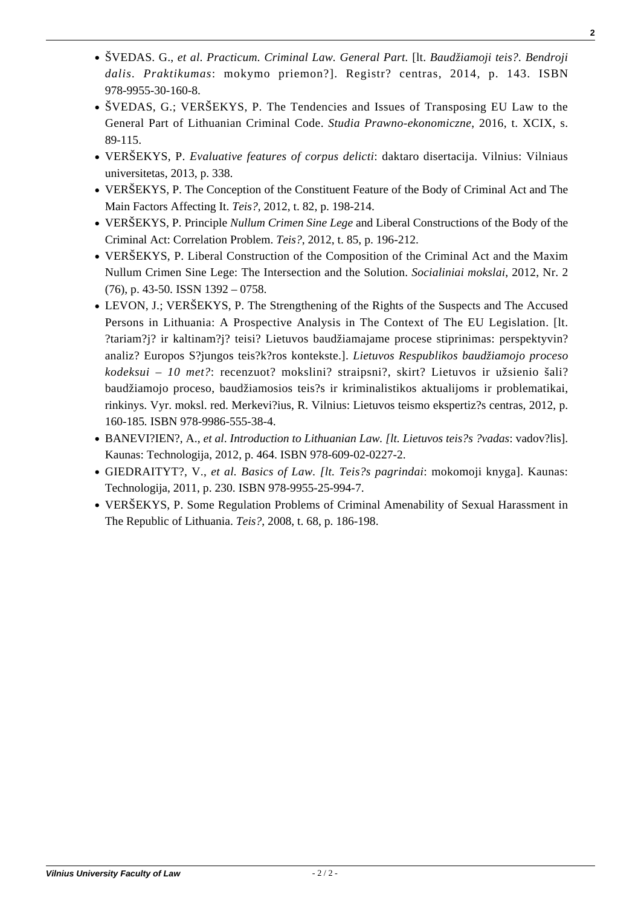- ŠVEDAS. G., *et al. Practicum. Criminal Law. General Part.* [lt. *Baudžiamoji teis?. Bendroji dalis. Praktikumas*: mokymo priemon?]. Registr? centras, 2014, p. 143. ISBN 978-9955-30-160-8.
- ŠVEDAS, G.; VERŠEKYS, P. The Tendencies and Issues of Transposing EU Law to the General Part of Lithuanian Criminal Code. *Studia Prawno-ekonomiczne*, 2016, t. XCIX, s. 89-115.
- VERŠEKYS, P. *Evaluative features of corpus delicti*: daktaro disertacija. Vilnius: Vilniaus universitetas, 2013, p. 338.
- VERŠEKYS, P. The Conception of the Constituent Feature of the Body of Criminal Act and The Main Factors Affecting It. *Teis?*, 2012, t. 82, p. 198-214.
- VERŠEKYS, P. Principle *Nullum Crimen Sine Lege* and Liberal Constructions of the Body of the Criminal Act: Correlation Problem. *Teis?*, 2012, t. 85, p. 196-212.
- VERŠEKYS, P. Liberal Construction of the Composition of the Criminal Act and the Maxim Nullum Crimen Sine Lege: The Intersection and the Solution. *Socialiniai mokslai*, 2012, Nr. 2 (76), p. 43-50. ISSN 1392 – 0758.
- LEVON, J.; VERŠEKYS, P. The Strengthening of the Rights of the Suspects and The Accused Persons in Lithuania: A Prospective Analysis in The Context of The EU Legislation. [lt. ?tariam?j? ir kaltinam?j? teisi? Lietuvos baudžiamajame procese stiprinimas: perspektyvin? analiz? Europos S?jungos teis?k?ros kontekste.]. *Lietuvos Respublikos baudžiamojo proceso kodeksui – 10 met?*: recenzuot? mokslini? straipsni?, skirt? Lietuvos ir užsienio šali? baudžiamojo proceso, baudžiamosios teis?s ir kriminalistikos aktualijoms ir problematikai, rinkinys. Vyr. moksl. red. Merkevi?ius, R. Vilnius: Lietuvos teismo ekspertiz?s centras, 2012, p. 160-185. ISBN 978-9986-555-38-4.
- BANEVI?IEN?, A., *et al*. *Introduction to Lithuanian Law. [lt. Lietuvos teis?s ?vadas*: vadov?lis]. Kaunas: Technologija, 2012, p. 464. ISBN 978-609-02-0227-2.
- GIEDRAITYT?, V., *et al. Basics of Law. [lt. Teis?s pagrindai*: mokomoji knyga]. Kaunas: Technologija, 2011, p. 230. ISBN 978-9955-25-994-7.
- VERŠEKYS, P. Some Regulation Problems of Criminal Amenability of Sexual Harassment in The Republic of Lithuania. *Teis?*, 2008, t. 68, p. 186-198.